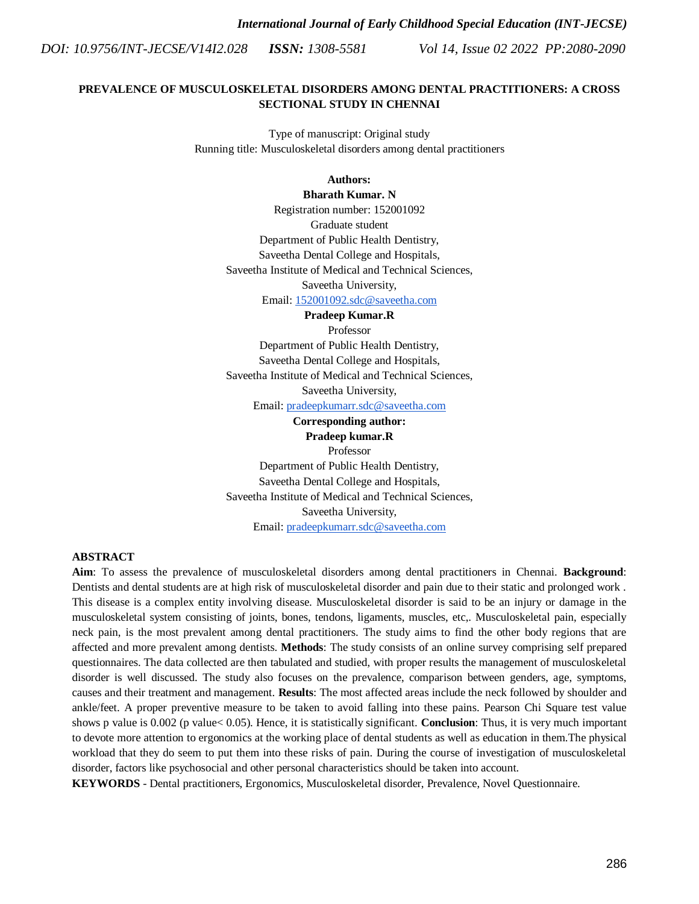# PREVALENCE OF MUSCULOSKELETAL DISORDERS AMONG DENTAL PRACTITIONERS: A CROSS SECTIONAL STUDY IN CHENNAI

Type of manuscript: Original study
Running title: Musculoskeletal disorders among dental practitioners

**Authors:**

**Bharath Kumar. N**
Registration number: 152001092
Graduate student
Department of Public Health Dentistry,
Saveetha Dental College and Hospitals,
Saveetha Institute of Medical and Technical Sciences,
Saveetha University,
Email: 152001092.sdc@saveetha.com

**Pradeep Kumar.R**
Professor
Department of Public Health Dentistry,
Saveetha Dental College and Hospitals,
Saveetha Institute of Medical and Technical Sciences,
Saveetha University,
Email: pradeepkumarr.sdc@saveetha.com

**Corresponding author:**
**Pradeep kumar.R**
Professor
Department of Public Health Dentistry,
Saveetha Dental College and Hospitals,
Saveetha Institute of Medical and Technical Sciences,
Saveetha University,
Email: pradeepkumarr.sdc@saveetha.com

## ABSTRACT

**Aim**: To assess the prevalence of musculoskeletal disorders among dental practitioners in Chennai. **Background**: Dentists and dental students are at high risk of musculoskeletal disorder and pain due to their static and prolonged work . This disease is a complex entity involving disease. Musculoskeletal disorder is said to be an injury or damage in the musculoskeletal system consisting of joints, bones, tendons, ligaments, muscles, etc,. Musculoskeletal pain, especially neck pain, is the most prevalent among dental practitioners. The study aims to find the other body regions that are affected and more prevalent among dentists. **Methods**: The study consists of an online survey comprising self prepared questionnaires. The data collected are then tabulated and studied, with proper results the management of musculoskeletal disorder is well discussed. The study also focuses on the prevalence, comparison between genders, age, symptoms, causes and their treatment and management. **Results**: The most affected areas include the neck followed by shoulder and ankle/feet. A proper preventive measure to be taken to avoid falling into these pains. Pearson Chi Square test value shows p value is 0.002 ($p$ value$< 0.05$). Hence, it is statistically significant. **Conclusion**: Thus, it is very much important to devote more attention to ergonomics at the working place of dental students as well as education in them.The physical workload that they do seem to put them into these risks of pain. During the course of investigation of musculoskeletal disorder, factors like psychosocial and other personal characteristics should be taken into account.

**KEYWORDS** - Dental practitioners, Ergonomics, Musculoskeletal disorder, Prevalence, Novel Questionnaire.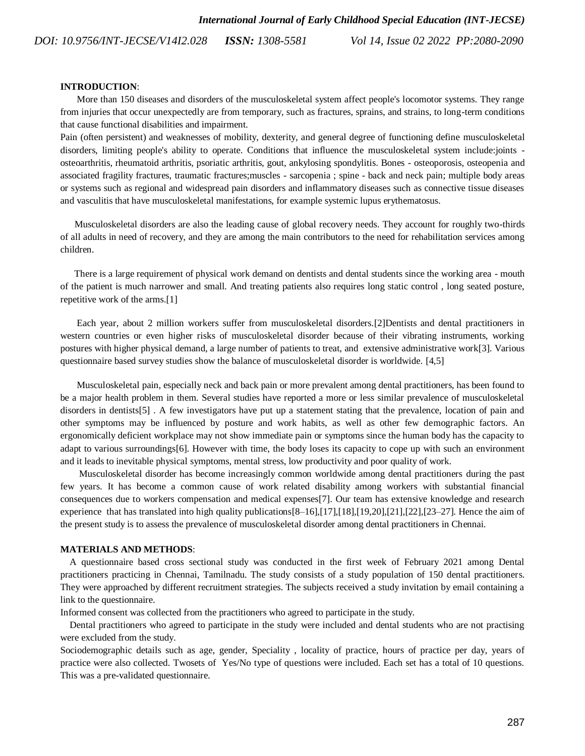**INTRODUCTION**:

More than 150 diseases and disorders of the musculoskeletal system affect people's locomotor systems. They range from injuries that occur unexpectedly are from temporary, such as fractures, sprains, and strains, to long-term conditions that cause functional disabilities and impairment.

Pain (often persistent) and weaknesses of mobility, dexterity, and general degree of functioning define musculoskeletal disorders, limiting people's ability to operate. Conditions that influence the musculoskeletal system include:joints - osteoarthritis, rheumatoid arthritis, psoriatic arthritis, gout, ankylosing spondylitis. Bones - osteoporosis, osteopenia and associated fragility fractures, traumatic fractures;muscles - sarcopenia ; spine - back and neck pain; multiple body areas or systems such as regional and widespread pain disorders and inflammatory diseases such as connective tissue diseases and vasculitis that have musculoskeletal manifestations, for example systemic lupus erythematosus.

Musculoskeletal disorders are also the leading cause of global recovery needs. They account for roughly two-thirds of all adults in need of recovery, and they are among the main contributors to the need for rehabilitation services among children.

There is a large requirement of physical work demand on dentists and dental students since the working area - mouth of the patient is much narrower and small. And treating patients also requires long static control , long seated posture, repetitive work of the arms.[1]

Each year, about 2 million workers suffer from musculoskeletal disorders.[2]Dentists and dental practitioners in western countries or even higher risks of musculoskeletal disorder because of their vibrating instruments, working postures with higher physical demand, a large number of patients to treat, and extensive administrative work[3]. Various questionnaire based survey studies show the balance of musculoskeletal disorder is worldwide. [4,5]

Musculoskeletal pain, especially neck and back pain or more prevalent among dental practitioners, has been found to be a major health problem in them. Several studies have reported a more or less similar prevalence of musculoskeletal disorders in dentists[5] . A few investigators have put up a statement stating that the prevalence, location of pain and other symptoms may be influenced by posture and work habits, as well as other few demographic factors. An ergonomically deficient workplace may not show immediate pain or symptoms since the human body has the capacity to adapt to various surroundings[6]. However with time, the body loses its capacity to cope up with such an environment and it leads to inevitable physical symptoms, mental stress, low productivity and poor quality of work.

Musculoskeletal disorder has become increasingly common worldwide among dental practitioners during the past few years. It has become a common cause of work related disability among workers with substantial financial consequences due to workers compensation and medical expenses[7]. Our team has extensive knowledge and research experience that has translated into high quality publications[8–16],[17],[18],[19,20],[21],[22],[23–27]. Hence the aim of the present study is to assess the prevalence of musculoskeletal disorder among dental practitioners in Chennai.

**MATERIALS AND METHODS**:

A questionnaire based cross sectional study was conducted in the first week of February 2021 among Dental practitioners practicing in Chennai, Tamilnadu. The study consists of a study population of 150 dental practitioners. They were approached by different recruitment strategies. The subjects received a study invitation by email containing a link to the questionnaire.

Informed consent was collected from the practitioners who agreed to participate in the study.

Dental practitioners who agreed to participate in the study were included and dental students who are not practising were excluded from the study.

Sociodemographic details such as age, gender, Speciality , locality of practice, hours of practice per day, years of practice were also collected. Twosets of Yes/No type of questions were included. Each set has a total of 10 questions. This was a pre-validated questionnaire.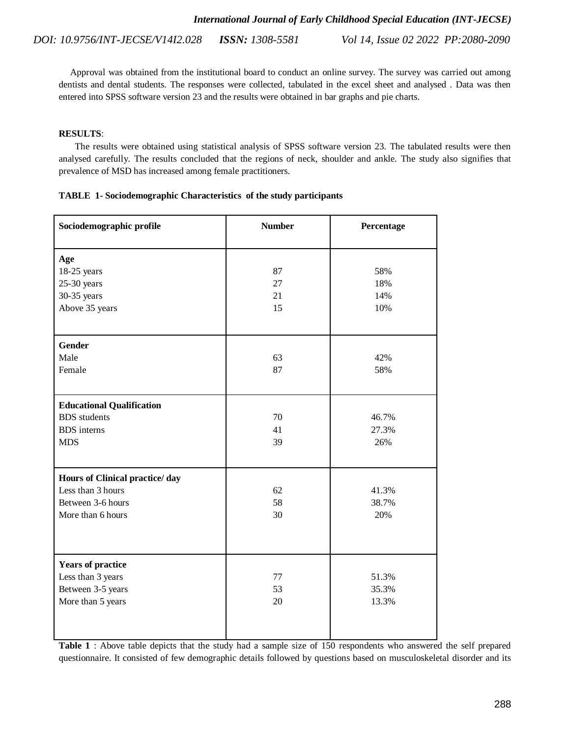Approval was obtained from the institutional board to conduct an online survey. The survey was carried out among dentists and dental students. The responses were collected, tabulated in the excel sheet and analysed . Data was then entered into SPSS software version 23 and the results were obtained in bar graphs and pie charts.

**RESULTS**:

The results were obtained using statistical analysis of SPSS software version 23. The tabulated results were then analysed carefully. The results concluded that the regions of neck, shoulder and ankle. The study also signifies that prevalence of MSD has increased among female practitioners.

**TABLE 1- Sociodemographic Characteristics of the study participants**

| Sociodemographic profile | Number | Percentage |
|---|---|---|
| **Age** | | |
| 18-25 years | 87 | 58% |
| 25-30 years | 27 | 18% |
| 30-35 years | 21 | 14% |
| Above 35 years | 15 | 10% |
| **Gender** | | |
| Male | 63 | 42% |
| Female | 87 | 58% |
| **Educational Qualification** | | |
| BDS students | 70 | 46.7% |
| BDS interns | 41 | 27.3% |
| MDS | 39 | 26% |
| **Hours of Clinical practice/ day** | | |
| Less than 3 hours | 62 | 41.3% |
| Between 3-6 hours | 58 | 38.7% |
| More than 6 hours | 30 | 20% |
| **Years of practice** | | |
| Less than 3 years | 77 | 51.3% |
| Between 3-5 years | 53 | 35.3% |
| More than 5 years | 20 | 13.3% |

**Table 1** : Above table depicts that the study had a sample size of 150 respondents who answered the self prepared questionnaire. It consisted of few demographic details followed by questions based on musculoskeletal disorder and its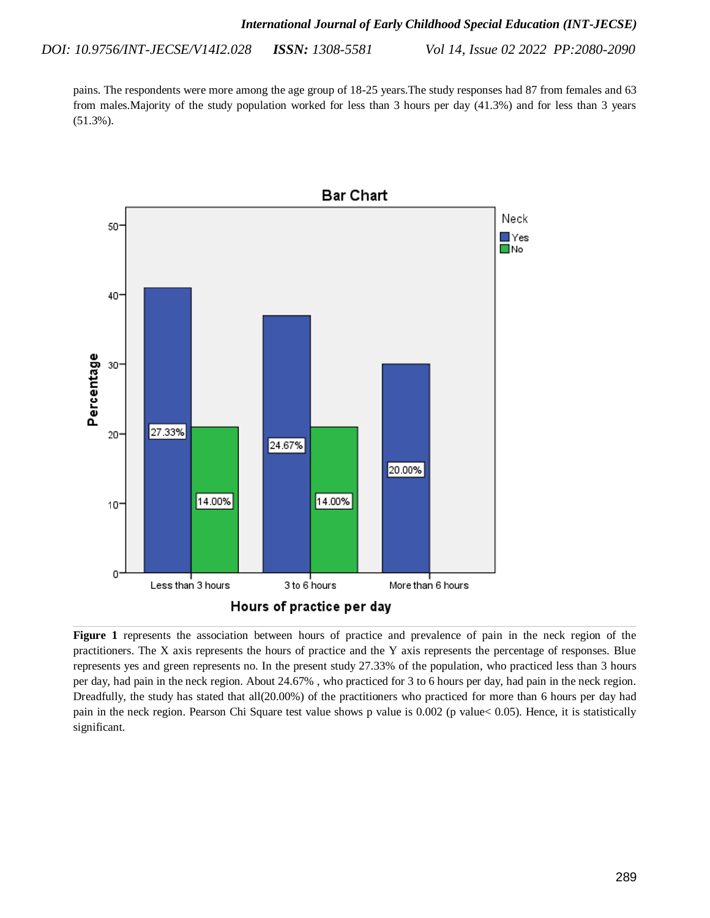pains. The respondents were more among the age group of 18-25 years.The study responses had 87 from females and 63 from males.Majority of the study population worked for less than 3 hours per day (41.3%) and for less than 3 years (51.3%).

**Figure 1** represents the association between hours of practice and prevalence of pain in the neck region of the practitioners. The X axis represents the hours of practice and the Y axis represents the percentage of responses. Blue represents yes and green represents no. In the present study 27.33% of the population, who practiced less than 3 hours per day, had pain in the neck region. About 24.67% , who practiced for 3 to 6 hours per day, had pain in the neck region. Dreadfully, the study has stated that all(20.00%) of the practitioners who practiced for more than 6 hours per day had pain in the neck region. Pearson Chi Square test value shows p value is 0.002 (p value< 0.05). Hence, it is statistically significant.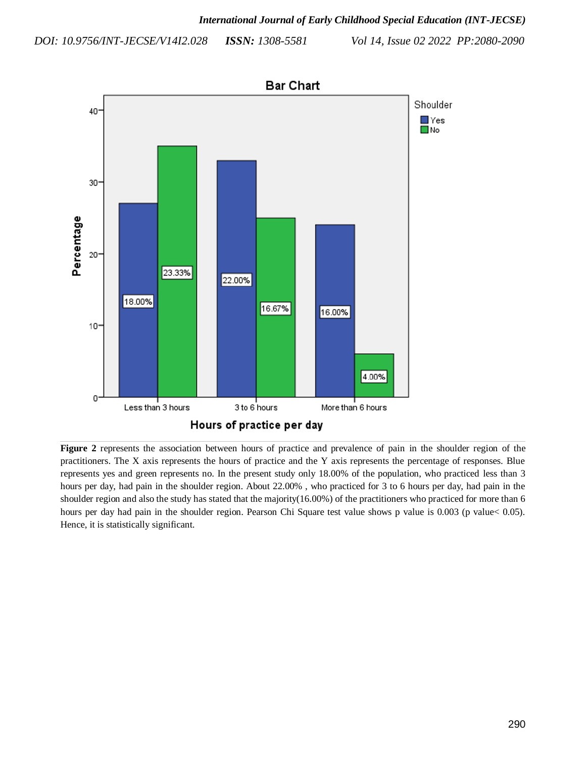**Figure 2** represents the association between hours of practice and prevalence of pain in the shoulder region of the practitioners. The X axis represents the hours of practice and the Y axis represents the percentage of responses. Blue represents yes and green represents no. In the present study only 18.00% of the population, who practiced less than 3 hours per day, had pain in the shoulder region. About 22.00% , who practiced for 3 to 6 hours per day, had pain in the shoulder region and also the study has stated that the majority(16.00%) of the practitioners who practiced for more than 6 hours per day had pain in the shoulder region. Pearson Chi Square test value shows p value is 0.003 (p value< 0.05). Hence, it is statistically significant.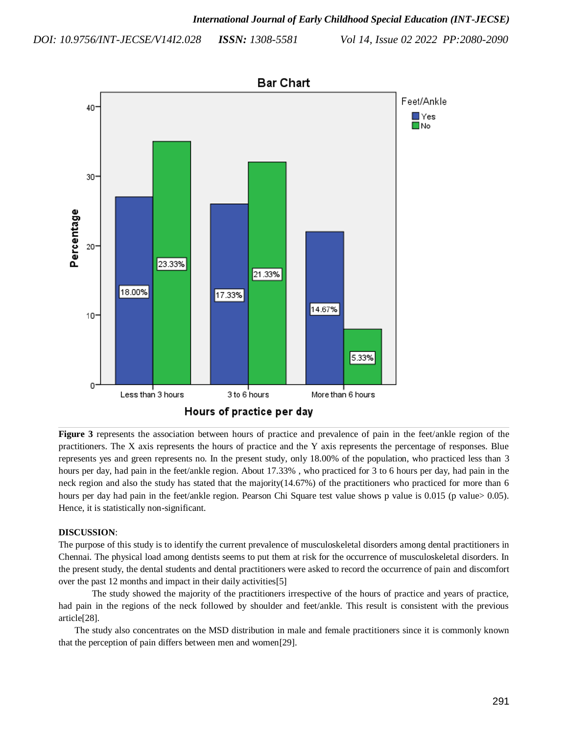**Figure 3** represents the association between hours of practice and prevalence of pain in the feet/ankle region of the practitioners. The X axis represents the hours of practice and the Y axis represents the percentage of responses. Blue represents yes and green represents no. In the present study, only 18.00% of the population, who practiced less than 3 hours per day, had pain in the feet/ankle region. About 17.33% , who practiced for 3 to 6 hours per day, had pain in the neck region and also the study has stated that the majority(14.67%) of the practitioners who practiced for more than 6 hours per day had pain in the feet/ankle region. Pearson Chi Square test value shows p value is 0.015 (p value> 0.05). Hence, it is statistically non-significant.

**DISCUSSION**:

The purpose of this study is to identify the current prevalence of musculoskeletal disorders among dental practitioners in Chennai. The physical load among dentists seems to put them at risk for the occurrence of musculoskeletal disorders. In the present study, the dental students and dental practitioners were asked to record the occurrence of pain and discomfort over the past 12 months and impact in their daily activities[5]

The study showed the majority of the practitioners irrespective of the hours of practice and years of practice, had pain in the regions of the neck followed by shoulder and feet/ankle. This result is consistent with the previous article[28].

The study also concentrates on the MSD distribution in male and female practitioners since it is commonly known that the perception of pain differs between men and women[29].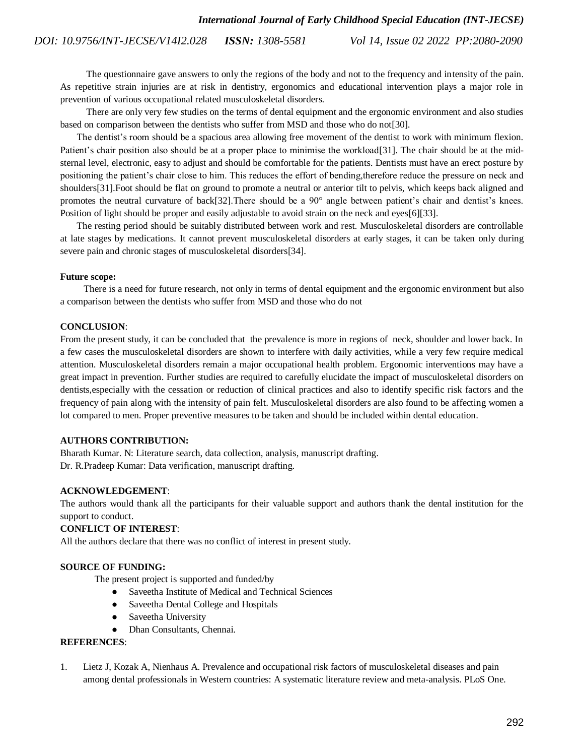The questionnaire gave answers to only the regions of the body and not to the frequency and intensity of the pain. As repetitive strain injuries are at risk in dentistry, ergonomics and educational intervention plays a major role in prevention of various occupational related musculoskeletal disorders.

There are only very few studies on the terms of dental equipment and the ergonomic environment and also studies based on comparison between the dentists who suffer from MSD and those who do not[30].

The dentist's room should be a spacious area allowing free movement of the dentist to work with minimum flexion. Patient's chair position also should be at a proper place to minimise the workload[31]. The chair should be at the mid-sternal level, electronic, easy to adjust and should be comfortable for the patients. Dentists must have an erect posture by positioning the patient's chair close to him. This reduces the effort of bending,therefore reduce the pressure on neck and shoulders[31].Foot should be flat on ground to promote a neutral or anterior tilt to pelvis, which keeps back aligned and promotes the neutral curvature of back[32].There should be a 90° angle between patient's chair and dentist's knees. Position of light should be proper and easily adjustable to avoid strain on the neck and eyes[6][33].

The resting period should be suitably distributed between work and rest. Musculoskeletal disorders are controllable at late stages by medications. It cannot prevent musculoskeletal disorders at early stages, it can be taken only during severe pain and chronic stages of musculoskeletal disorders[34].

**Future scope:**

There is a need for future research, not only in terms of dental equipment and the ergonomic environment but also a comparison between the dentists who suffer from MSD and those who do not

**CONCLUSION**:

From the present study, it can be concluded that the prevalence is more in regions of neck, shoulder and lower back. In a few cases the musculoskeletal disorders are shown to interfere with daily activities, while a very few require medical attention. Musculoskeletal disorders remain a major occupational health problem. Ergonomic interventions may have a great impact in prevention. Further studies are required to carefully elucidate the impact of musculoskeletal disorders on dentists,especially with the cessation or reduction of clinical practices and also to identify specific risk factors and the frequency of pain along with the intensity of pain felt. Musculoskeletal disorders are also found to be affecting women a lot compared to men. Proper preventive measures to be taken and should be included within dental education.

**AUTHORS CONTRIBUTION:**

Bharath Kumar. N: Literature search, data collection, analysis, manuscript drafting.
Dr. R.Pradeep Kumar: Data verification, manuscript drafting.

**ACKNOWLEDGEMENT**:

The authors would thank all the participants for their valuable support and authors thank the dental institution for the support to conduct.

**CONFLICT OF INTEREST**:

All the authors declare that there was no conflict of interest in present study.

**SOURCE OF FUNDING:**

The present project is supported and funded/by

- Saveetha Institute of Medical and Technical Sciences
- Saveetha Dental College and Hospitals
- Saveetha University
- Dhan Consultants, Chennai.

**REFERENCES**:

1. Lietz J, Kozak A, Nienhaus A. Prevalence and occupational risk factors of musculoskeletal diseases and pain among dental professionals in Western countries: A systematic literature review and meta-analysis. PLoS One.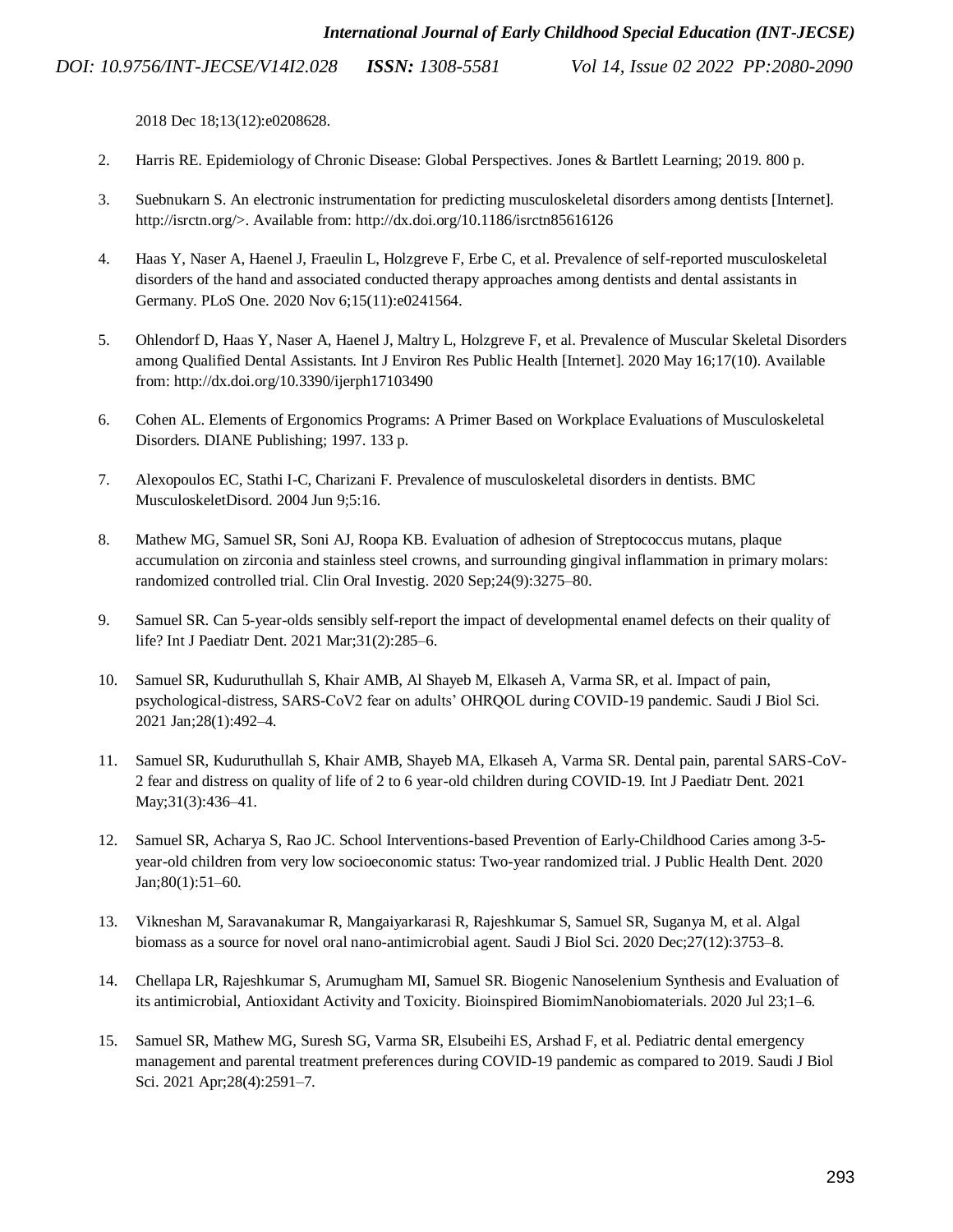2018 Dec 18;13(12):e0208628.

2. Harris RE. Epidemiology of Chronic Disease: Global Perspectives. Jones & Bartlett Learning; 2019. 800 p.
3. Suebnukarn S. An electronic instrumentation for predicting musculoskeletal disorders among dentists [Internet]. http://isrctn.org/>. Available from: http://dx.doi.org/10.1186/isrctn85616126
4. Haas Y, Naser A, Haenel J, Fraeulin L, Holzgreve F, Erbe C, et al. Prevalence of self-reported musculoskeletal disorders of the hand and associated conducted therapy approaches among dentists and dental assistants in Germany. PLoS One. 2020 Nov 6;15(11):e0241564.
5. Ohlendorf D, Haas Y, Naser A, Haenel J, Maltry L, Holzgreve F, et al. Prevalence of Muscular Skeletal Disorders among Qualified Dental Assistants. Int J Environ Res Public Health [Internet]. 2020 May 16;17(10). Available from: http://dx.doi.org/10.3390/ijerph17103490
6. Cohen AL. Elements of Ergonomics Programs: A Primer Based on Workplace Evaluations of Musculoskeletal Disorders. DIANE Publishing; 1997. 133 p.
7. Alexopoulos EC, Stathi I-C, Charizani F. Prevalence of musculoskeletal disorders in dentists. BMC MusculoskeletDisord. 2004 Jun 9;5:16.
8. Mathew MG, Samuel SR, Soni AJ, Roopa KB. Evaluation of adhesion of Streptococcus mutans, plaque accumulation on zirconia and stainless steel crowns, and surrounding gingival inflammation in primary molars: randomized controlled trial. Clin Oral Investig. 2020 Sep;24(9):3275–80.
9. Samuel SR. Can 5-year-olds sensibly self-report the impact of developmental enamel defects on their quality of life? Int J Paediatr Dent. 2021 Mar;31(2):285–6.
10. Samuel SR, Kuduruthullah S, Khair AMB, Al Shayeb M, Elkaseh A, Varma SR, et al. Impact of pain, psychological-distress, SARS-CoV2 fear on adults' OHRQOL during COVID-19 pandemic. Saudi J Biol Sci. 2021 Jan;28(1):492–4.
11. Samuel SR, Kuduruthullah S, Khair AMB, Shayeb MA, Elkaseh A, Varma SR. Dental pain, parental SARS-CoV-2 fear and distress on quality of life of 2 to 6 year-old children during COVID-19. Int J Paediatr Dent. 2021 May;31(3):436–41.
12. Samuel SR, Acharya S, Rao JC. School Interventions-based Prevention of Early-Childhood Caries among 3-5-year-old children from very low socioeconomic status: Two-year randomized trial. J Public Health Dent. 2020 Jan;80(1):51–60.
13. Vikneshan M, Saravanakumar R, Mangaiyarkarasi R, Rajeshkumar S, Samuel SR, Suganya M, et al. Algal biomass as a source for novel oral nano-antimicrobial agent. Saudi J Biol Sci. 2020 Dec;27(12):3753–8.
14. Chellapa LR, Rajeshkumar S, Arumugham MI, Samuel SR. Biogenic Nanoselenium Synthesis and Evaluation of its antimicrobial, Antioxidant Activity and Toxicity. Bioinspired BiomimNanobiomaterials. 2020 Jul 23;1–6.
15. Samuel SR, Mathew MG, Suresh SG, Varma SR, Elsubeihi ES, Arshad F, et al. Pediatric dental emergency management and parental treatment preferences during COVID-19 pandemic as compared to 2019. Saudi J Biol Sci. 2021 Apr;28(4):2591–7.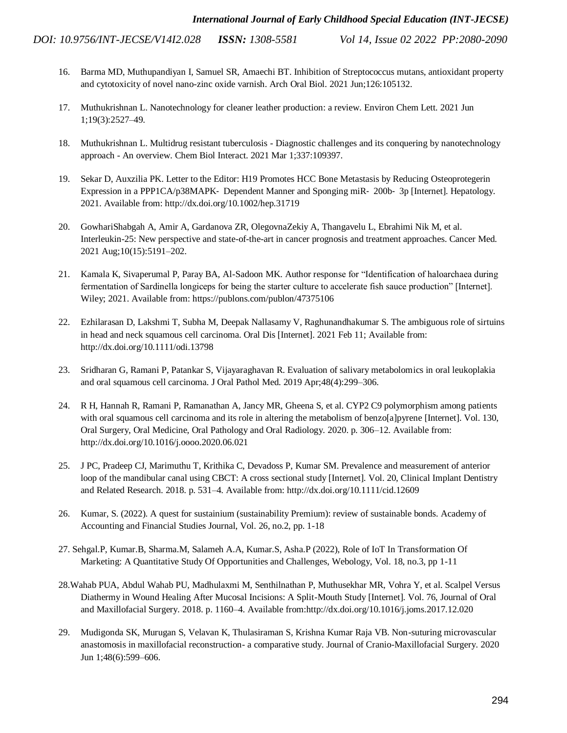16. Barma MD, Muthupandiyan I, Samuel SR, Amaechi BT. Inhibition of Streptococcus mutans, antioxidant property and cytotoxicity of novel nano-zinc oxide varnish. Arch Oral Biol. 2021 Jun;126:105132.

17. Muthukrishnan L. Nanotechnology for cleaner leather production: a review. Environ Chem Lett. 2021 Jun 1;19(3):2527–49.

18. Muthukrishnan L. Multidrug resistant tuberculosis - Diagnostic challenges and its conquering by nanotechnology approach - An overview. Chem Biol Interact. 2021 Mar 1;337:109397.

19. Sekar D, Auxzilia PK. Letter to the Editor: H19 Promotes HCC Bone Metastasis by Reducing Osteoprotegerin Expression in a PPP1CA/p38MAPK‐ Dependent Manner and Sponging miR‐ 200b‐ 3p [Internet]. Hepatology. 2021. Available from: http://dx.doi.org/10.1002/hep.31719

20. GowhariShabgah A, Amir A, Gardanova ZR, OlegovnaZekiy A, Thangavelu L, Ebrahimi Nik M, et al. Interleukin-25: New perspective and state-of-the-art in cancer prognosis and treatment approaches. Cancer Med. 2021 Aug;10(15):5191–202.

21. Kamala K, Sivaperumal P, Paray BA, Al-Sadoon MK. Author response for "Identification of haloarchaea during fermentation of Sardinella longiceps for being the starter culture to accelerate fish sauce production" [Internet]. Wiley; 2021. Available from: https://publons.com/publon/47375106

22. Ezhilarasan D, Lakshmi T, Subha M, Deepak Nallasamy V, Raghunandhakumar S. The ambiguous role of sirtuins in head and neck squamous cell carcinoma. Oral Dis [Internet]. 2021 Feb 11; Available from: http://dx.doi.org/10.1111/odi.13798

23. Sridharan G, Ramani P, Patankar S, Vijayaraghavan R. Evaluation of salivary metabolomics in oral leukoplakia and oral squamous cell carcinoma. J Oral Pathol Med. 2019 Apr;48(4):299–306.

24. R H, Hannah R, Ramani P, Ramanathan A, Jancy MR, Gheena S, et al. CYP2 C9 polymorphism among patients with oral squamous cell carcinoma and its role in altering the metabolism of benzo[a]pyrene [Internet]. Vol. 130, Oral Surgery, Oral Medicine, Oral Pathology and Oral Radiology. 2020. p. 306–12. Available from: http://dx.doi.org/10.1016/j.oooo.2020.06.021

25. J PC, Pradeep CJ, Marimuthu T, Krithika C, Devadoss P, Kumar SM. Prevalence and measurement of anterior loop of the mandibular canal using CBCT: A cross sectional study [Internet]. Vol. 20, Clinical Implant Dentistry and Related Research. 2018. p. 531–4. Available from: http://dx.doi.org/10.1111/cid.12609

26. Kumar, S. (2022). A quest for sustainium (sustainability Premium): review of sustainable bonds. Academy of Accounting and Financial Studies Journal, Vol. 26, no.2, pp. 1-18

27. Sehgal.P, Kumar.B, Sharma.M, Salameh A.A, Kumar.S, Asha.P (2022), Role of IoT In Transformation Of Marketing: A Quantitative Study Of Opportunities and Challenges, Webology, Vol. 18, no.3, pp 1-11

28. Wahab PUA, Abdul Wahab PU, Madhulaxmi M, Senthilnathan P, Muthusekhar MR, Vohra Y, et al. Scalpel Versus Diathermy in Wound Healing After Mucosal Incisions: A Split-Mouth Study [Internet]. Vol. 76, Journal of Oral and Maxillofacial Surgery. 2018. p. 1160–4. Available from:http://dx.doi.org/10.1016/j.joms.2017.12.020

29. Mudigonda SK, Murugan S, Velavan K, Thulasiraman S, Krishna Kumar Raja VB. Non-suturing microvascular anastomosis in maxillofacial reconstruction- a comparative study. Journal of Cranio-Maxillofacial Surgery. 2020 Jun 1;48(6):599–606.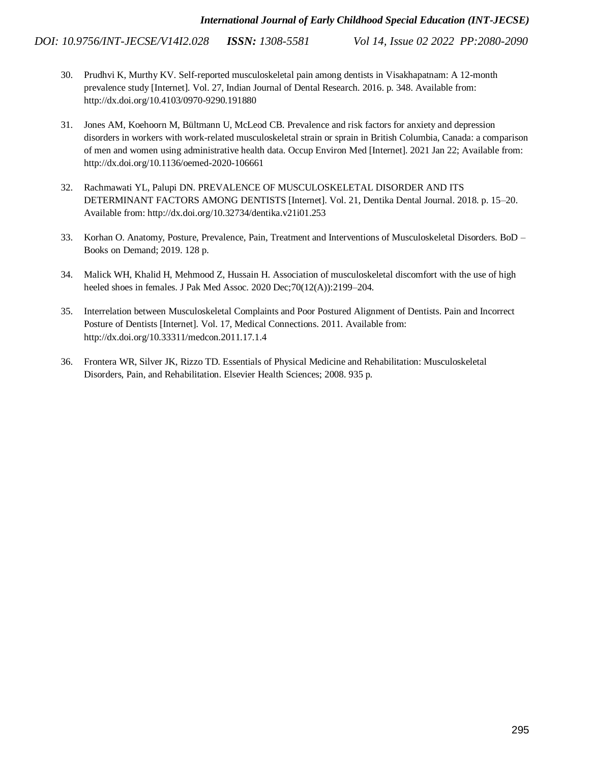30. Prudhvi K, Murthy KV. Self-reported musculoskeletal pain among dentists in Visakhapatnam: A 12-month prevalence study [Internet]. Vol. 27, Indian Journal of Dental Research. 2016. p. 348. Available from: http://dx.doi.org/10.4103/0970-9290.191880

31. Jones AM, Koehoorn M, Bültmann U, McLeod CB. Prevalence and risk factors for anxiety and depression disorders in workers with work-related musculoskeletal strain or sprain in British Columbia, Canada: a comparison of men and women using administrative health data. Occup Environ Med [Internet]. 2021 Jan 22; Available from: http://dx.doi.org/10.1136/oemed-2020-106661

32. Rachmawati YL, Palupi DN. PREVALENCE OF MUSCULOSKELETAL DISORDER AND ITS DETERMINANT FACTORS AMONG DENTISTS [Internet]. Vol. 21, Dentika Dental Journal. 2018. p. 15–20. Available from: http://dx.doi.org/10.32734/dentika.v21i01.253

33. Korhan O. Anatomy, Posture, Prevalence, Pain, Treatment and Interventions of Musculoskeletal Disorders. BoD – Books on Demand; 2019. 128 p.

34. Malick WH, Khalid H, Mehmood Z, Hussain H. Association of musculoskeletal discomfort with the use of high heeled shoes in females. J Pak Med Assoc. 2020 Dec;70(12(A)):2199–204.

35. Interrelation between Musculoskeletal Complaints and Poor Postured Alignment of Dentists. Pain and Incorrect Posture of Dentists [Internet]. Vol. 17, Medical Connections. 2011. Available from: http://dx.doi.org/10.33311/medcon.2011.17.1.4

36. Frontera WR, Silver JK, Rizzo TD. Essentials of Physical Medicine and Rehabilitation: Musculoskeletal Disorders, Pain, and Rehabilitation. Elsevier Health Sciences; 2008. 935 p.